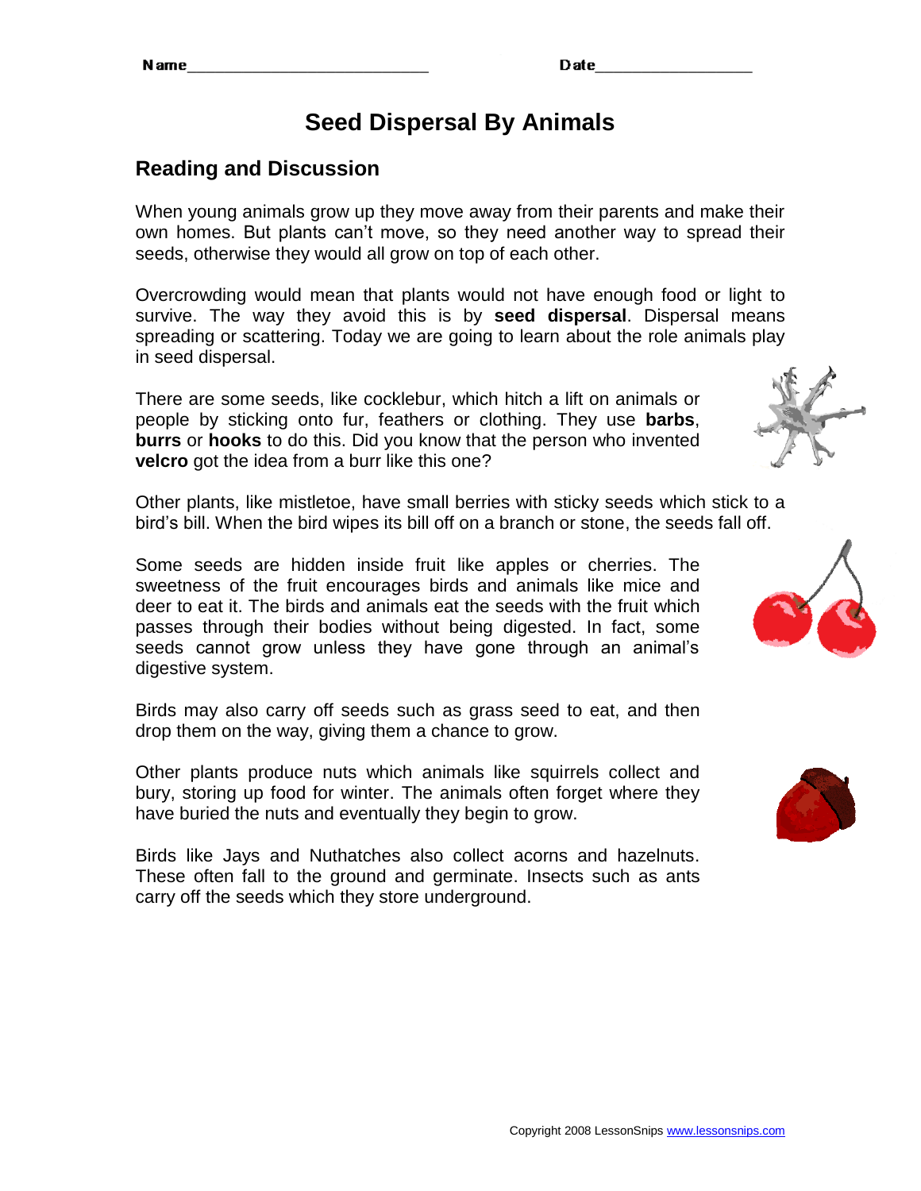Name_______________________________ Date____________________

# Seed Dispersal By Animals

## Reading and Discussion

When young animals grow up they move away from their parents and make their own homes. But plants can't move, so they need another way to spread their seeds, otherwise they would all grow on top of each other.

Overcrowding would mean that plants would not have enough food or light to survive. The way they avoid this is by **seed dispersal**. Dispersal means spreading or scattering. Today we are going to learn about the role animals play in seed dispersal.

There are some seeds, like cocklebur, which hitch a lift on animals or people by sticking onto fur, feathers or clothing. They use **barbs**, **burrs** or **hooks** to do this. Did you know that the person who invented **velcro** got the idea from a burr like this one?

Other plants, like mistletoe, have small berries with sticky seeds which stick to a bird's bill. When the bird wipes its bill off on a branch or stone, the seeds fall off.

Some seeds are hidden inside fruit like apples or cherries. The sweetness of the fruit encourages birds and animals like mice and deer to eat it. The birds and animals eat the seeds with the fruit which passes through their bodies without being digested. In fact, some seeds cannot grow unless they have gone through an animal's digestive system.

Birds may also carry off seeds such as grass seed to eat, and then drop them on the way, giving them a chance to grow.

Other plants produce nuts which animals like squirrels collect and bury, storing up food for winter. The animals often forget where they have buried the nuts and eventually they begin to grow.

Birds like Jays and Nuthatches also collect acorns and hazelnuts. These often fall to the ground and germinate. Insects such as ants carry off the seeds which they store underground.

Copyright 2008 LessonSnips www.lessonsnips.com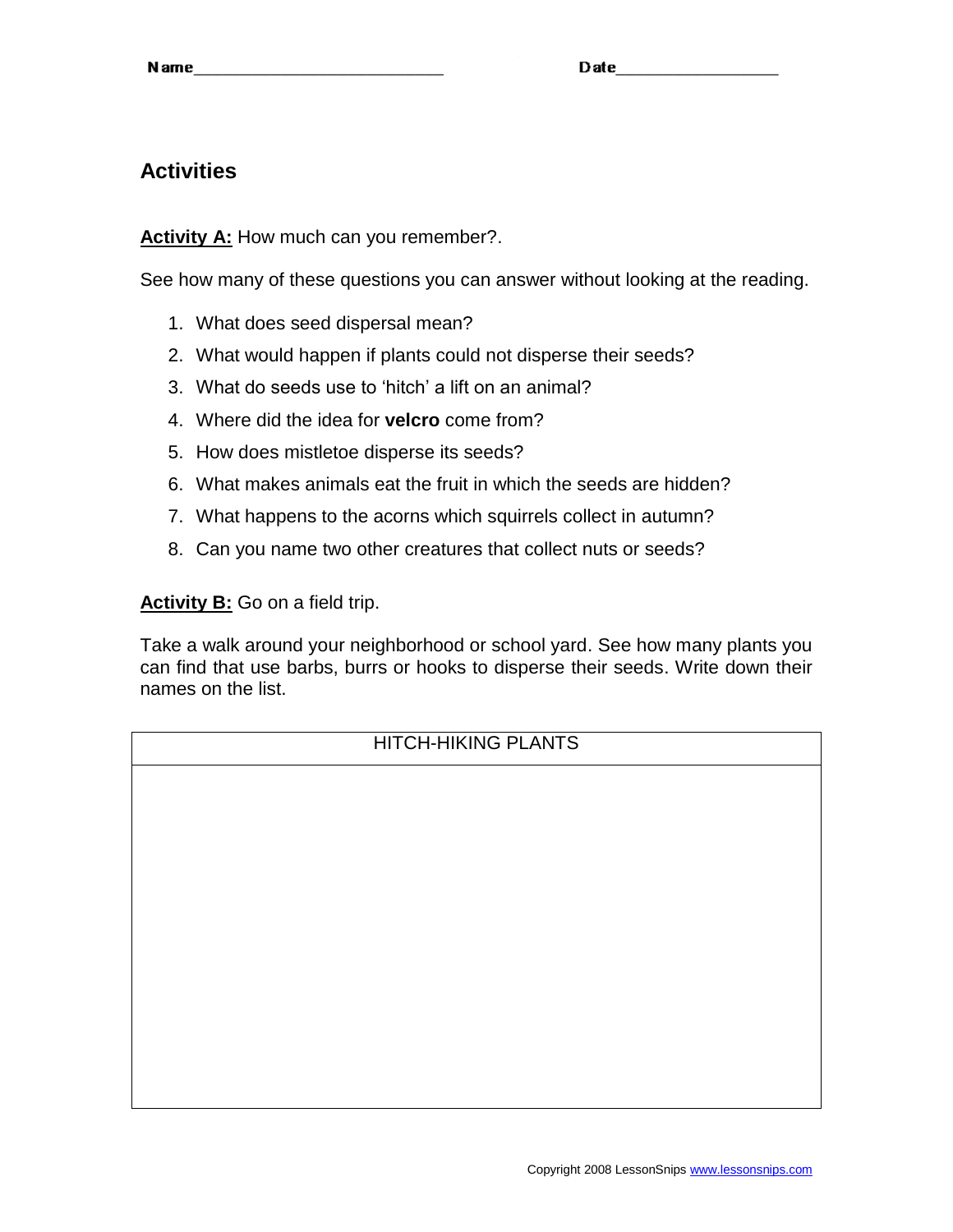Name____________________________ Date__________________

## Activities

**Activity A:** How much can you remember?.

See how many of these questions you can answer without looking at the reading.

1. What does seed dispersal mean?
2. What would happen if plants could not disperse their seeds?
3. What do seeds use to 'hitch' a lift on an animal?
4. Where did the idea for **velcro** come from?
5. How does mistletoe disperse its seeds?
6. What makes animals eat the fruit in which the seeds are hidden?
7. What happens to the acorns which squirrels collect in autumn?
8. Can you name two other creatures that collect nuts or seeds?

**Activity B:** Go on a field trip.

Take a walk around your neighborhood or school yard. See how many plants you can find that use barbs, burrs or hooks to disperse their seeds. Write down their names on the list.

| HITCH-HIKING PLANTS |
| --- |
| |

Copyright 2008 LessonSnips www.lessonsnips.com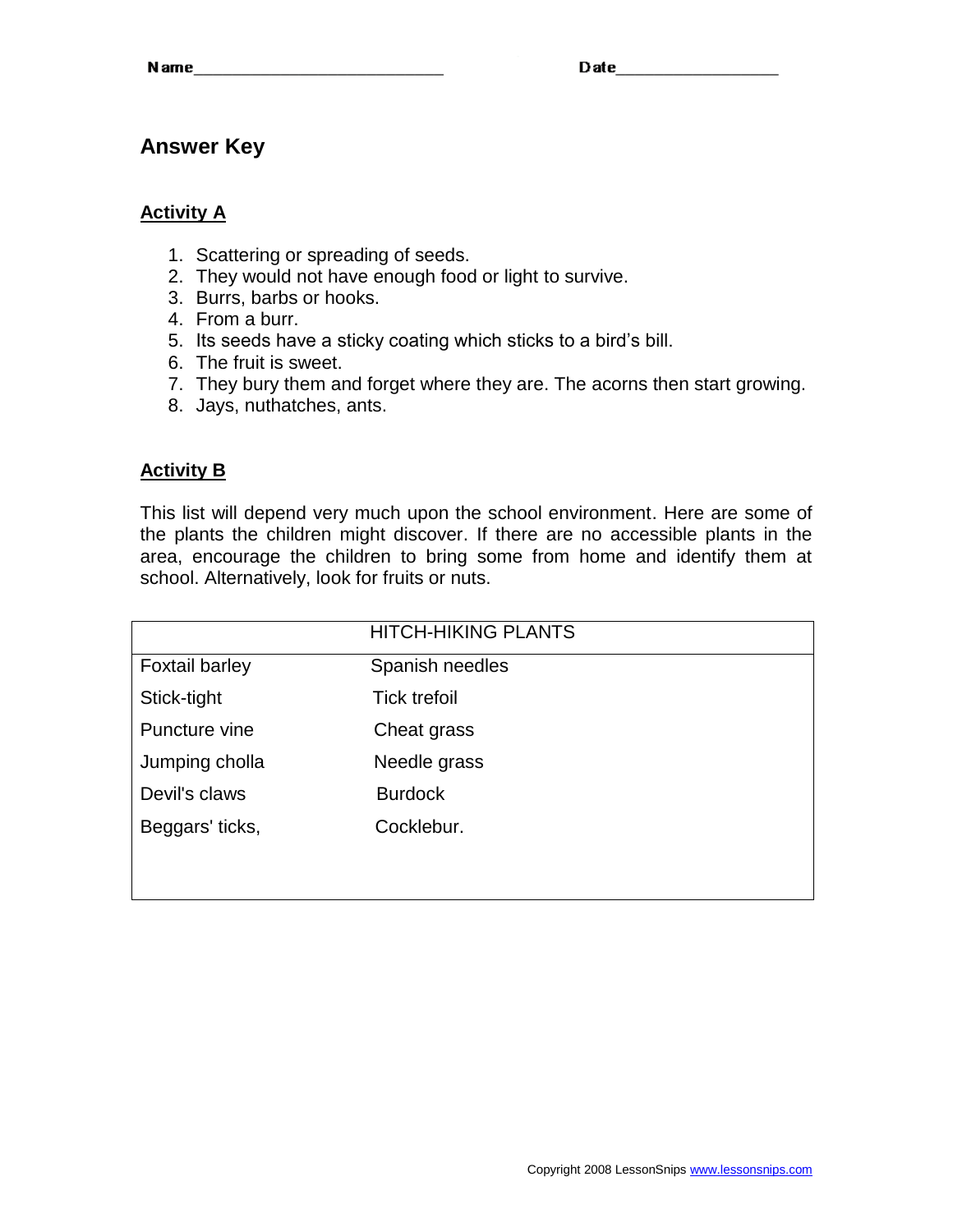Name___________________________ Date_________________

## Answer Key

### Activity A

1. Scattering or spreading of seeds.
2. They would not have enough food or light to survive.
3. Burrs, barbs or hooks.
4. From a burr.
5. Its seeds have a sticky coating which sticks to a bird's bill.
6. The fruit is sweet.
7. They bury them and forget where they are. The acorns then start growing.
8. Jays, nuthatches, ants.

### Activity B

This list will depend very much upon the school environment. Here are some of the plants the children might discover. If there are no accessible plants in the area, encourage the children to bring some from home and identify them at school. Alternatively, look for fruits or nuts.

| HITCH-HIKING PLANTS | |
|---|---|
| Foxtail barley | Spanish needles |
| Stick-tight | Tick trefoil |
| Puncture vine | Cheat grass |
| Jumping cholla | Needle grass |
| Devil's claws | Burdock |
| Beggars' ticks, | Cocklebur. |

Copyright 2008 LessonSnips www.lessonsnips.com